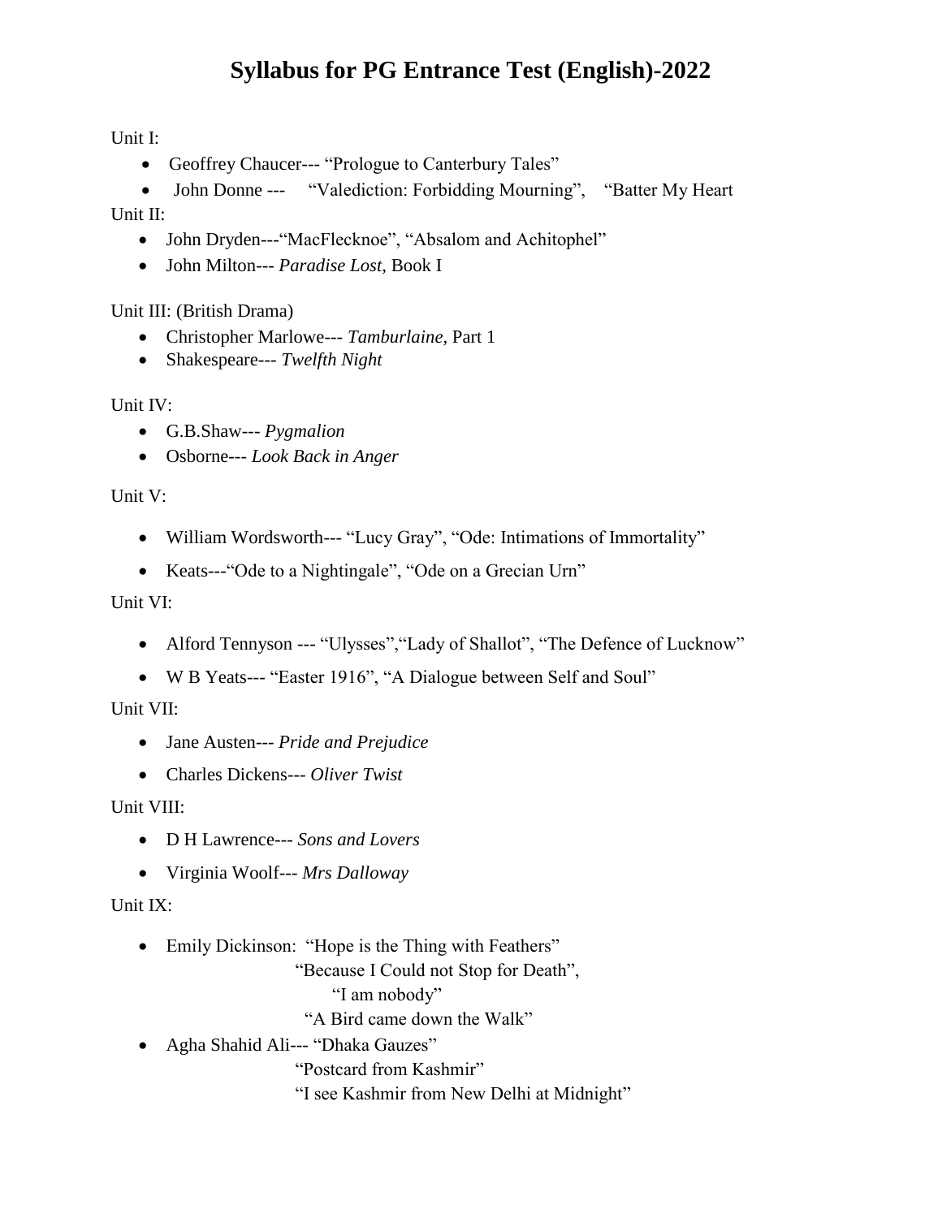# Syllabus for PG Entrance Test (English)-2022

Unit I:

- Geoffrey Chaucer--- "Prologue to Canterbury Tales"
- John Donne --- "Valediction: Forbidding Mourning", "Batter My Heart

Unit II:

- John Dryden---"MacFlecknoe", "Absalom and Achitophel"
- John Milton--- *Paradise Lost*, Book I

Unit III: (British Drama)

- Christopher Marlowe--- *Tamburlaine*, Part 1
- Shakespeare--- *Twelfth Night*

Unit IV:

- G.B.Shaw--- *Pygmalion*
- Osborne--- *Look Back in Anger*

Unit V:

- William Wordsworth--- "Lucy Gray", "Ode: Intimations of Immortality"
- Keats---"Ode to a Nightingale", "Ode on a Grecian Urn"

Unit VI:

- Alford Tennyson --- "Ulysses","Lady of Shallot", "The Defence of Lucknow"
- W B Yeats--- "Easter 1916", "A Dialogue between Self and Soul"

Unit VII:

- Jane Austen--- *Pride and Prejudice*
- Charles Dickens--- *Oliver Twist*

Unit VIII:

- D H Lawrence--- *Sons and Lovers*
- Virginia Woolf--- *Mrs Dalloway*

Unit IX:

- Emily Dickinson: "Hope is the Thing with Feathers"
  "Because I Could not Stop for Death",
  "I am nobody"
  "A Bird came down the Walk"
- Agha Shahid Ali--- "Dhaka Gauzes"
  "Postcard from Kashmir"
  "I see Kashmir from New Delhi at Midnight"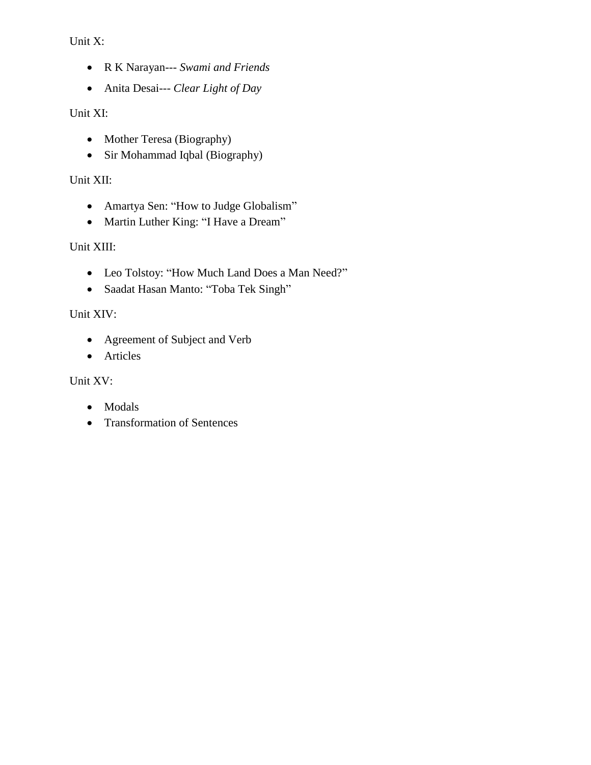Unit X:

- R K Narayan--- *Swami and Friends*
- Anita Desai--- *Clear Light of Day*

Unit XI:

- Mother Teresa (Biography)
- Sir Mohammad Iqbal (Biography)

Unit XII:

- Amartya Sen: "How to Judge Globalism"
- Martin Luther King: "I Have a Dream"

Unit XIII:

- Leo Tolstoy: "How Much Land Does a Man Need?"
- Saadat Hasan Manto: "Toba Tek Singh"

Unit XIV:

- Agreement of Subject and Verb
- Articles

Unit XV:

- Modals
- Transformation of Sentences